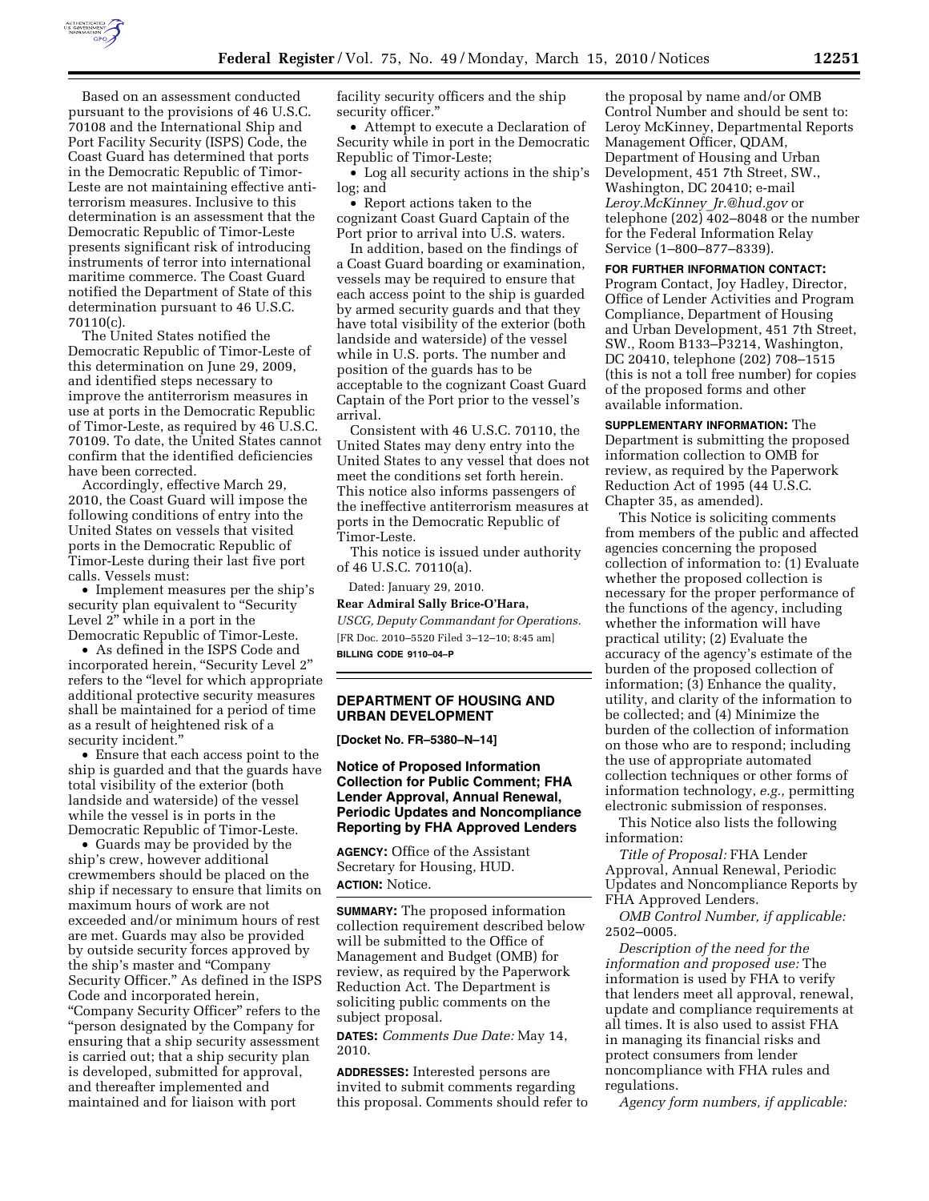Based on an assessment conducted pursuant to the provisions of 46 U.S.C. 70108 and the International Ship and Port Facility Security (ISPS) Code, the Coast Guard has determined that ports in the Democratic Republic of Timor-Leste are not maintaining effective anti-terrorism measures. Inclusive to this determination is an assessment that the Democratic Republic of Timor-Leste presents significant risk of introducing instruments of terror into international maritime commerce. The Coast Guard notified the Department of State of this determination pursuant to 46 U.S.C. 70110(c).

The United States notified the Democratic Republic of Timor-Leste of this determination on June 29, 2009, and identified steps necessary to improve the antiterrorism measures in use at ports in the Democratic Republic of Timor-Leste, as required by 46 U.S.C. 70109. To date, the United States cannot confirm that the identified deficiencies have been corrected.

Accordingly, effective March 29, 2010, the Coast Guard will impose the following conditions of entry into the United States on vessels that visited ports in the Democratic Republic of Timor-Leste during their last five port calls. Vessels must:

- Implement measures per the ship's security plan equivalent to "Security Level 2" while in a port in the Democratic Republic of Timor-Leste.
- As defined in the ISPS Code and incorporated herein, "Security Level 2" refers to the "level for which appropriate additional protective security measures shall be maintained for a period of time as a result of heightened risk of a security incident."
- Ensure that each access point to the ship is guarded and that the guards have total visibility of the exterior (both landside and waterside) of the vessel while the vessel is in ports in the Democratic Republic of Timor-Leste.
- Guards may be provided by the ship's crew, however additional crewmembers should be placed on the ship if necessary to ensure that limits on maximum hours of work are not exceeded and/or minimum hours of rest are met. Guards may also be provided by outside security forces approved by the ship's master and "Company Security Officer." As defined in the ISPS Code and incorporated herein, "Company Security Officer" refers to the "person designated by the Company for ensuring that a ship security assessment is carried out; that a ship security plan is developed, submitted for approval, and thereafter implemented and maintained and for liaison with port facility security officers and the ship security officer."
- Attempt to execute a Declaration of Security while in port in the Democratic Republic of Timor-Leste;
- Log all security actions in the ship's log; and
- Report actions taken to the cognizant Coast Guard Captain of the Port prior to arrival into U.S. waters.

In addition, based on the findings of a Coast Guard boarding or examination, vessels may be required to ensure that each access point to the ship is guarded by armed security guards and that they have total visibility of the exterior (both landside and waterside) of the vessel while in U.S. ports. The number and position of the guards has to be acceptable to the cognizant Coast Guard Captain of the Port prior to the vessel's arrival.

Consistent with 46 U.S.C. 70110, the United States may deny entry into the United States to any vessel that does not meet the conditions set forth herein. This notice also informs passengers of the ineffective antiterrorism measures at ports in the Democratic Republic of Timor-Leste.

This notice is issued under authority of 46 U.S.C. 70110(a).

Dated: January 29, 2010.

**Rear Admiral Sally Brice-O'Hara,**

*USCG, Deputy Commandant for Operations.*

[FR Doc. 2010–5520 Filed 3–12–10; 8:45 am]

**BILLING CODE 9110–04–P**

## DEPARTMENT OF HOUSING AND URBAN DEVELOPMENT

**[Docket No. FR–5380–N–14]**

### Notice of Proposed Information Collection for Public Comment; FHA Lender Approval, Annual Renewal, Periodic Updates and Noncompliance Reporting by FHA Approved Lenders

**AGENCY:** Office of the Assistant Secretary for Housing, HUD.

**ACTION:** Notice.

**SUMMARY:** The proposed information collection requirement described below will be submitted to the Office of Management and Budget (OMB) for review, as required by the Paperwork Reduction Act. The Department is soliciting public comments on the subject proposal.

**DATES:** *Comments Due Date:* May 14, 2010.

**ADDRESSES:** Interested persons are invited to submit comments regarding this proposal. Comments should refer to the proposal by name and/or OMB Control Number and should be sent to: Leroy McKinney, Departmental Reports Management Officer, QDAM, Department of Housing and Urban Development, 451 7th Street, SW., Washington, DC 20410; e-mail *Leroy.McKinney_Jr.@hud.gov* or telephone (202) 402–8048 or the number for the Federal Information Relay Service (1–800–877–8339).

**FOR FURTHER INFORMATION CONTACT:** Program Contact, Joy Hadley, Director, Office of Lender Activities and Program Compliance, Department of Housing and Urban Development, 451 7th Street, SW., Room B133–P3214, Washington, DC 20410, telephone (202) 708–1515 (this is not a toll free number) for copies of the proposed forms and other available information.

**SUPPLEMENTARY INFORMATION:** The Department is submitting the proposed information collection to OMB for review, as required by the Paperwork Reduction Act of 1995 (44 U.S.C. Chapter 35, as amended).

This Notice is soliciting comments from members of the public and affected agencies concerning the proposed collection of information to: (1) Evaluate whether the proposed collection is necessary for the proper performance of the functions of the agency, including whether the information will have practical utility; (2) Evaluate the accuracy of the agency's estimate of the burden of the proposed collection of information; (3) Enhance the quality, utility, and clarity of the information to be collected; and (4) Minimize the burden of the collection of information on those who are to respond; including the use of appropriate automated collection techniques or other forms of information technology, *e.g.,* permitting electronic submission of responses.

This Notice also lists the following information:

*Title of Proposal:* FHA Lender Approval, Annual Renewal, Periodic Updates and Noncompliance Reports by FHA Approved Lenders.

*OMB Control Number, if applicable:* 2502–0005.

*Description of the need for the information and proposed use:* The information is used by FHA to verify that lenders meet all approval, renewal, update and compliance requirements at all times. It is also used to assist FHA in managing its financial risks and protect consumers from lender noncompliance with FHA rules and regulations.

*Agency form numbers, if applicable:*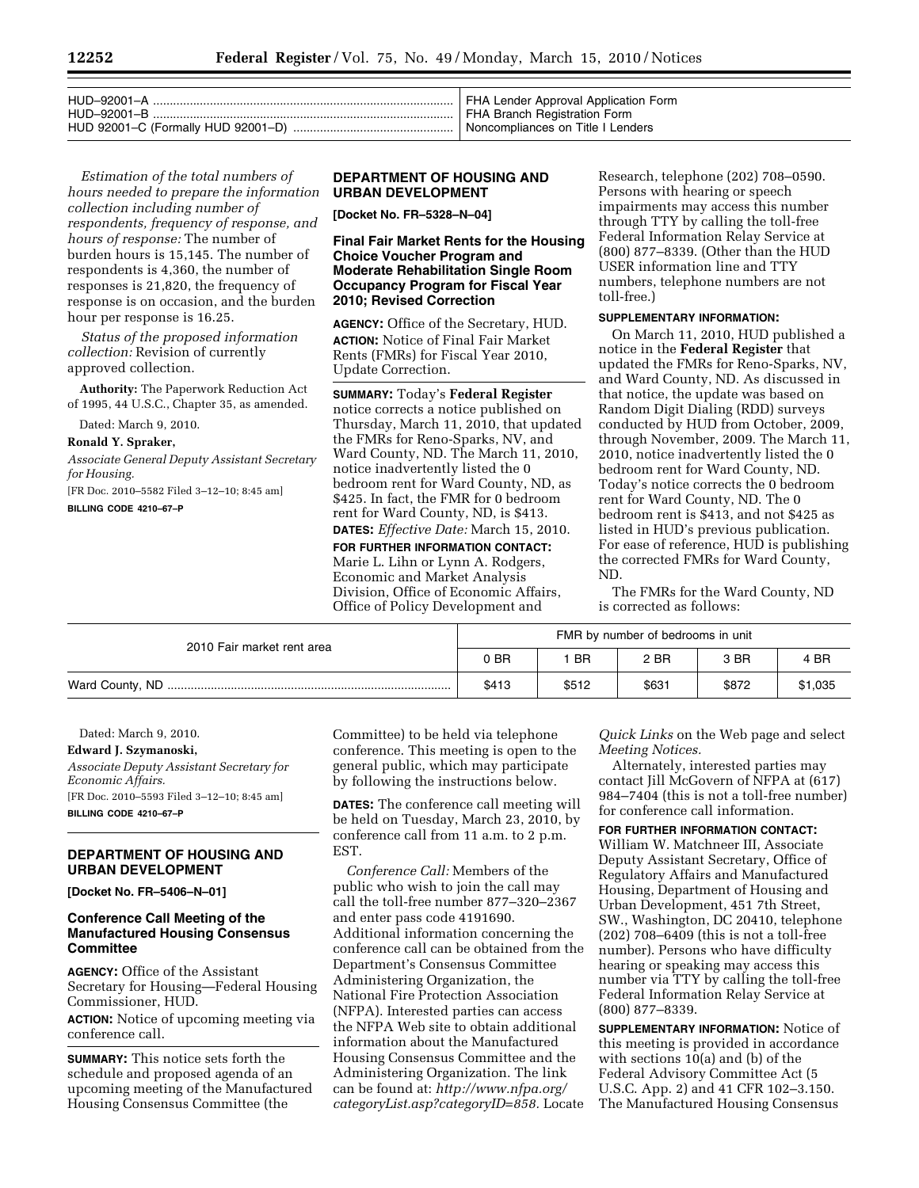| | |
|---|---|
| HUD–92001–A | FHA Lender Approval Application Form |
| HUD–92001–B | FHA Branch Registration Form |
| HUD 92001–C (Formally HUD 92001–D) | Noncompliances on Title I Lenders |

*Estimation of the total numbers of hours needed to prepare the information collection including number of respondents, frequency of response, and hours of response:* The number of burden hours is 15,145. The number of respondents is 4,360, the number of responses is 21,820, the frequency of response is on occasion, and the burden hour per response is 16.25.

*Status of the proposed information collection:* Revision of currently approved collection.

**Authority:** The Paperwork Reduction Act of 1995, 44 U.S.C., Chapter 35, as amended.

Dated: March 9, 2010.

**Ronald Y. Spraker,**

*Associate General Deputy Assistant Secretary for Housing.*

[FR Doc. 2010–5582 Filed 3–12–10; 8:45 am]

**BILLING CODE 4210–67–P**

## DEPARTMENT OF HOUSING AND URBAN DEVELOPMENT

**[Docket No. FR–5328–N–04]**

### Final Fair Market Rents for the Housing Choice Voucher Program and Moderate Rehabilitation Single Room Occupancy Program for Fiscal Year 2010; Revised Correction

**AGENCY:** Office of the Secretary, HUD.

**ACTION:** Notice of Final Fair Market Rents (FMRs) for Fiscal Year 2010, Update Correction.

**SUMMARY:** Today's **Federal Register** notice corrects a notice published on Thursday, March 11, 2010, that updated the FMRs for Reno-Sparks, NV, and Ward County, ND. The March 11, 2010, notice inadvertently listed the 0 bedroom rent for Ward County, ND, as $425. In fact, the FMR for 0 bedroom rent for Ward County, ND, is $413.

**DATES:** *Effective Date:* March 15, 2010.

**FOR FURTHER INFORMATION CONTACT:** Marie L. Lihn or Lynn A. Rodgers, Economic and Market Analysis Division, Office of Economic Affairs, Office of Policy Development and Research, telephone (202) 708–0590. Persons with hearing or speech impairments may access this number through TTY by calling the toll-free Federal Information Relay Service at (800) 877–8339. (Other than the HUD USER information line and TTY numbers, telephone numbers are not toll-free.)

**SUPPLEMENTARY INFORMATION:**

On March 11, 2010, HUD published a notice in the **Federal Register** that updated the FMRs for Reno-Sparks, NV, and Ward County, ND. As discussed in that notice, the update was based on Random Digit Dialing (RDD) surveys conducted by HUD from October, 2009, through November, 2009. The March 11, 2010, notice inadvertently listed the 0 bedroom rent for Ward County, ND. Today's notice corrects the 0 bedroom rent for Ward County, ND. The 0 bedroom rent is $413, and not $425 as listed in HUD's previous publication. For ease of reference, HUD is publishing the corrected FMRs for Ward County, ND.

The FMRs for the Ward County, ND is corrected as follows:

| 2010 Fair market rent area | FMR by number of bedrooms in unit | | | | |
|---|---|---|---|---|---|
| | 0 BR | 1 BR | 2 BR | 3 BR | 4 BR |
| Ward County, ND | $413 | $512 | $631 | $872 | $1,035 |

Dated: March 9, 2010.

**Edward J. Szymanoski,**

*Associate Deputy Assistant Secretary for Economic Affairs.*

[FR Doc. 2010–5593 Filed 3–12–10; 8:45 am]

**BILLING CODE 4210–67–P**

## DEPARTMENT OF HOUSING AND URBAN DEVELOPMENT

**[Docket No. FR–5406–N–01]**

### Conference Call Meeting of the Manufactured Housing Consensus Committee

**AGENCY:** Office of the Assistant Secretary for Housing—Federal Housing Commissioner, HUD.

**ACTION:** Notice of upcoming meeting via conference call.

**SUMMARY:** This notice sets forth the schedule and proposed agenda of an upcoming meeting of the Manufactured Housing Consensus Committee (the Committee) to be held via telephone conference. This meeting is open to the general public, which may participate by following the instructions below.

**DATES:** The conference call meeting will be held on Tuesday, March 23, 2010, by conference call from 11 a.m. to 2 p.m. EST.

*Conference Call:* Members of the public who wish to join the call may call the toll-free number 877–320–2367 and enter pass code 4191690. Additional information concerning the conference call can be obtained from the Department's Consensus Committee Administering Organization, the National Fire Protection Association (NFPA). Interested parties can access the NFPA Web site to obtain additional information about the Manufactured Housing Consensus Committee and the Administering Organization. The link can be found at: *http://www.nfpa.org/categoryList.asp?categoryID=858.* Locate *Quick Links* on the Web page and select *Meeting Notices.*

Alternately, interested parties may contact Jill McGovern of NFPA at (617) 984–7404 (this is not a toll-free number) for conference call information.

**FOR FURTHER INFORMATION CONTACT:** William W. Matchneer III, Associate Deputy Assistant Secretary, Office of Regulatory Affairs and Manufactured Housing, Department of Housing and Urban Development, 451 7th Street, SW., Washington, DC 20410, telephone (202) 708–6409 (this is not a toll-free number). Persons who have difficulty hearing or speaking may access this number via TTY by calling the toll-free Federal Information Relay Service at (800) 877–8339.

**SUPPLEMENTARY INFORMATION:** Notice of this meeting is provided in accordance with sections 10(a) and (b) of the Federal Advisory Committee Act (5 U.S.C. App. 2) and 41 CFR 102–3.150. The Manufactured Housing Consensus